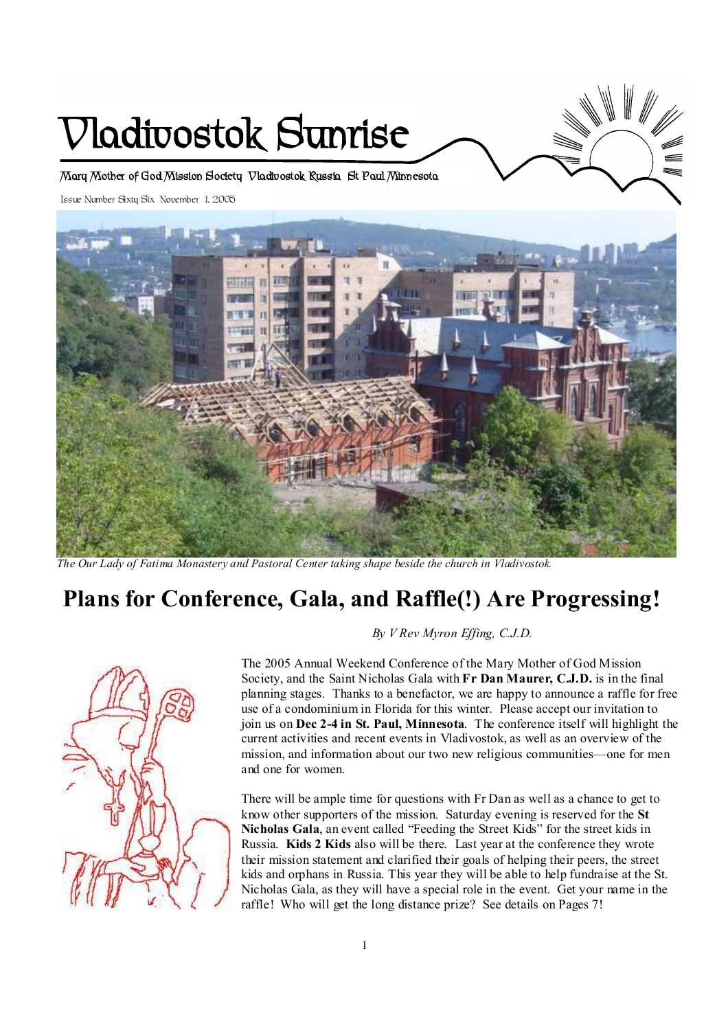# Vladivostok Sunrise

Mary Mother of God Mission Society Vladivostok Russia St Paul Minnesota

Issue Number Sixty Six November 1, 2005

*The Our Lady of Fatima Monastery and Pastoral Center taking shape beside the church in Vladivostok.*

## Plans for Conference, Gala, and Raffle(!) Are Progressing!

*By V Rev Myron Effing, C.J.D.*

The 2005 Annual Weekend Conference of the Mary Mother of God Mission Society, and the Saint Nicholas Gala with **Fr Dan Maurer, C.J.D.** is in the final planning stages. Thanks to a benefactor, we are happy to announce a raffle for free use of a condominium in Florida for this winter. Please accept our invitation to join us on **Dec 2-4 in St. Paul, Minnesota**. The conference itself will highlight the current activities and recent events in Vladivostok, as well as an overview of the mission, and information about our two new religious communities—one for men and one for women.

There will be ample time for questions with Fr Dan as well as a chance to get to know other supporters of the mission. Saturday evening is reserved for the **St Nicholas Gala**, an event called "Feeding the Street Kids" for the street kids in Russia. **Kids 2 Kids** also will be there. Last year at the conference they wrote their mission statement and clarified their goals of helping their peers, the street kids and orphans in Russia. This year they will be able to help fundraise at the St. Nicholas Gala, as they will have a special role in the event. Get your name in the raffle! Who will get the long distance prize? See details on Pages 7!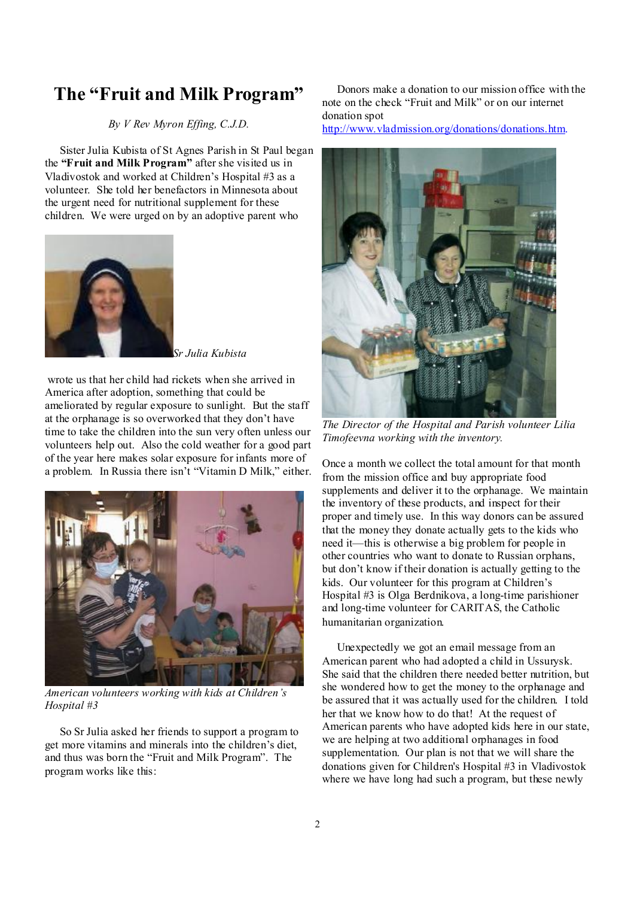# The "Fruit and Milk Program"

*By V Rev Myron Effing, C.J.D.*

Sister Julia Kubista of St Agnes Parish in St Paul began the **"Fruit and Milk Program"** after she visited us in Vladivostok and worked at Children's Hospital #3 as a volunteer. She told her benefactors in Minnesota about the urgent need for nutritional supplement for these children. We were urged on by an adoptive parent who wrote us that her child had rickets when she arrived in America after adoption, something that could be ameliorated by regular exposure to sunlight. But the staff at the orphanage is so overworked that they don't have time to take the children into the sun very often unless our volunteers help out. Also the cold weather for a good part of the year here makes solar exposure for infants more of a problem. In Russia there isn't "Vitamin D Milk," either.

*Sr Julia Kubista*

*American volunteers working with kids at Children's Hospital #3*

So Sr Julia asked her friends to support a program to get more vitamins and minerals into the children's diet, and thus was born the "Fruit and Milk Program". The program works like this:

Donors make a donation to our mission office with the note on the check "Fruit and Milk" or on our internet donation spot http://www.vladmission.org/donations/donations.htm.

*The Director of the Hospital and Parish volunteer Lilia Timofeevna working with the inventory.*

Once a month we collect the total amount for that month from the mission office and buy appropriate food supplements and deliver it to the orphanage. We maintain the inventory of these products, and inspect for their proper and timely use. In this way donors can be assured that the money they donate actually gets to the kids who need it—this is otherwise a big problem for people in other countries who want to donate to Russian orphans, but don't know if their donation is actually getting to the kids. Our volunteer for this program at Children's Hospital #3 is Olga Berdnikova, a long-time parishioner and long-time volunteer for CARITAS, the Catholic humanitarian organization.

Unexpectedly we got an email message from an American parent who had adopted a child in Ussurysk. She said that the children there needed better nutrition, but she wondered how to get the money to the orphanage and be assured that it was actually used for the children. I told her that we know how to do that! At the request of American parents who have adopted kids here in our state, we are helping at two additional orphanages in food supplementation. Our plan is not that we will share the donations given for Children's Hospital #3 in Vladivostok where we have long had such a program, but these newly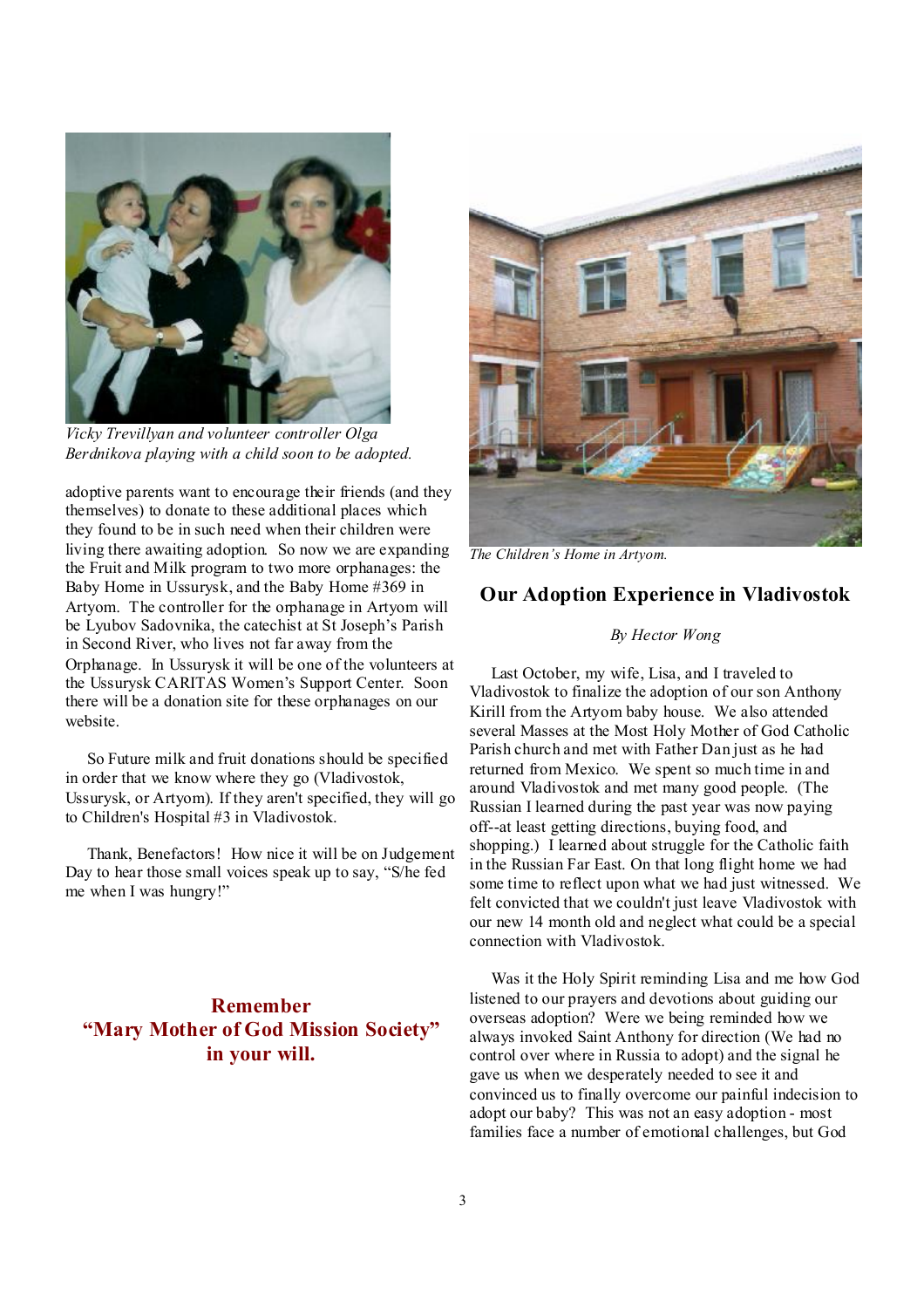*Vicky Trevillyan and volunteer controller Olga Berdnikova playing with a child soon to be adopted.*

adoptive parents want to encourage their friends (and they themselves) to donate to these additional places which they found to be in such need when their children were living there awaiting adoption. So now we are expanding the Fruit and Milk program to two more orphanages: the Baby Home in Ussurysk, and the Baby Home #369 in Artyom. The controller for the orphanage in Artyom will be Lyubov Sadovnika, the catechist at St Joseph's Parish in Second River, who lives not far away from the Orphanage. In Ussurysk it will be one of the volunteers at the Ussurysk CARITAS Women's Support Center. Soon there will be a donation site for these orphanages on our website.

So Future milk and fruit donations should be specified in order that we know where they go (Vladivostok, Ussurysk, or Artyom). If they aren't specified, they will go to Children's Hospital #3 in Vladivostok.

Thank, Benefactors! How nice it will be on Judgement Day to hear those small voices speak up to say, "S/he fed me when I was hungry!"

**Remember "Mary Mother of God Mission Society" in your will.**

*The Children's Home in Artyom.*

## Our Adoption Experience in Vladivostok

*By Hector Wong*

Last October, my wife, Lisa, and I traveled to Vladivostok to finalize the adoption of our son Anthony Kirill from the Artyom baby house. We also attended several Masses at the Most Holy Mother of God Catholic Parish church and met with Father Dan just as he had returned from Mexico. We spent so much time in and around Vladivostok and met many good people. (The Russian I learned during the past year was now paying off--at least getting directions, buying food, and shopping.) I learned about struggle for the Catholic faith in the Russian Far East. On that long flight home we had some time to reflect upon what we had just witnessed. We felt convicted that we couldn't just leave Vladivostok with our new 14 month old and neglect what could be a special connection with Vladivostok.

Was it the Holy Spirit reminding Lisa and me how God listened to our prayers and devotions about guiding our overseas adoption? Were we being reminded how we always invoked Saint Anthony for direction (We had no control over where in Russia to adopt) and the signal he gave us when we desperately needed to see it and convinced us to finally overcome our painful indecision to adopt our baby? This was not an easy adoption - most families face a number of emotional challenges, but God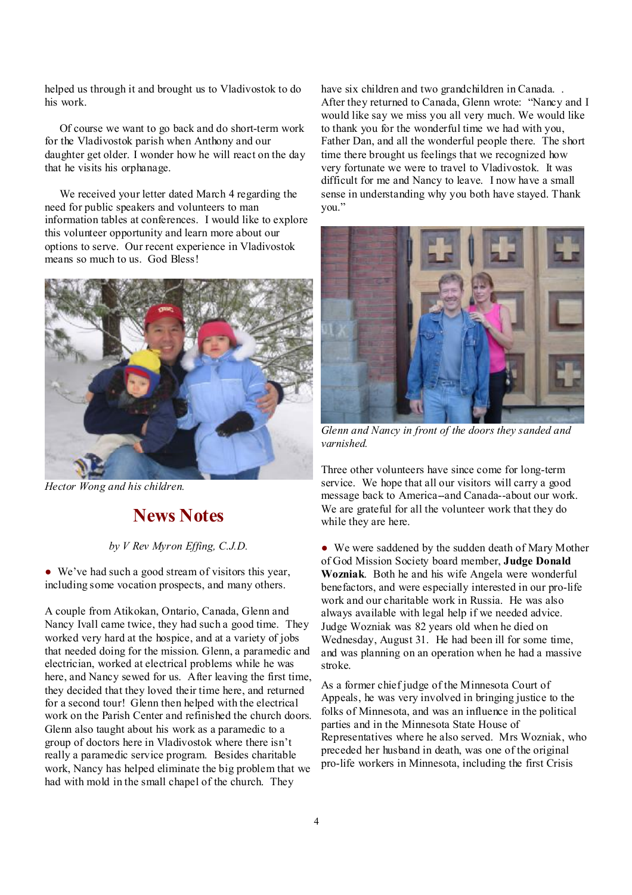helped us through it and brought us to Vladivostok to do his work.

Of course we want to go back and do short-term work for the Vladivostok parish when Anthony and our daughter get older. I wonder how he will react on the day that he visits his orphanage.

We received your letter dated March 4 regarding the need for public speakers and volunteers to man information tables at conferences. I would like to explore this volunteer opportunity and learn more about our options to serve. Our recent experience in Vladivostok means so much to us. God Bless!

*Hector Wong and his children.*

## News Notes

*by V Rev Myron Effing, C.J.D.*

- We've had such a good stream of visitors this year, including some vocation prospects, and many others.

A couple from Atikokan, Ontario, Canada, Glenn and Nancy Ivall came twice, they had such a good time. They worked very hard at the hospice, and at a variety of jobs that needed doing for the mission. Glenn, a paramedic and electrician, worked at electrical problems while he was here, and Nancy sewed for us. After leaving the first time, they decided that they loved their time here, and returned for a second tour! Glenn then helped with the electrical work on the Parish Center and refinished the church doors. Glenn also taught about his work as a paramedic to a group of doctors here in Vladivostok where there isn't really a paramedic service program. Besides charitable work, Nancy has helped eliminate the big problem that we had with mold in the small chapel of the church. They have six children and two grandchildren in Canada. . After they returned to Canada, Glenn wrote: "Nancy and I would like say we miss you all very much. We would like to thank you for the wonderful time we had with you, Father Dan, and all the wonderful people there. The short time there brought us feelings that we recognized how very fortunate we were to travel to Vladivostok. It was difficult for me and Nancy to leave. I now have a small sense in understanding why you both have stayed. Thank you."

*Glenn and Nancy in front of the doors they sanded and varnished.*

Three other volunteers have since come for long-term service. We hope that all our visitors will carry a good message back to America--and Canada--about our work. We are grateful for all the volunteer work that they do while they are here.

- We were saddened by the sudden death of Mary Mother of God Mission Society board member, **Judge Donald Wozniak**. Both he and his wife Angela were wonderful benefactors, and were especially interested in our pro-life work and our charitable work in Russia. He was also always available with legal help if we needed advice. Judge Wozniak was 82 years old when he died on Wednesday, August 31. He had been ill for some time, and was planning on an operation when he had a massive stroke.

As a former chief judge of the Minnesota Court of Appeals, he was very involved in bringing justice to the folks of Minnesota, and was an influence in the political parties and in the Minnesota State House of Representatives where he also served. Mrs Wozniak, who preceded her husband in death, was one of the original pro-life workers in Minnesota, including the first Crisis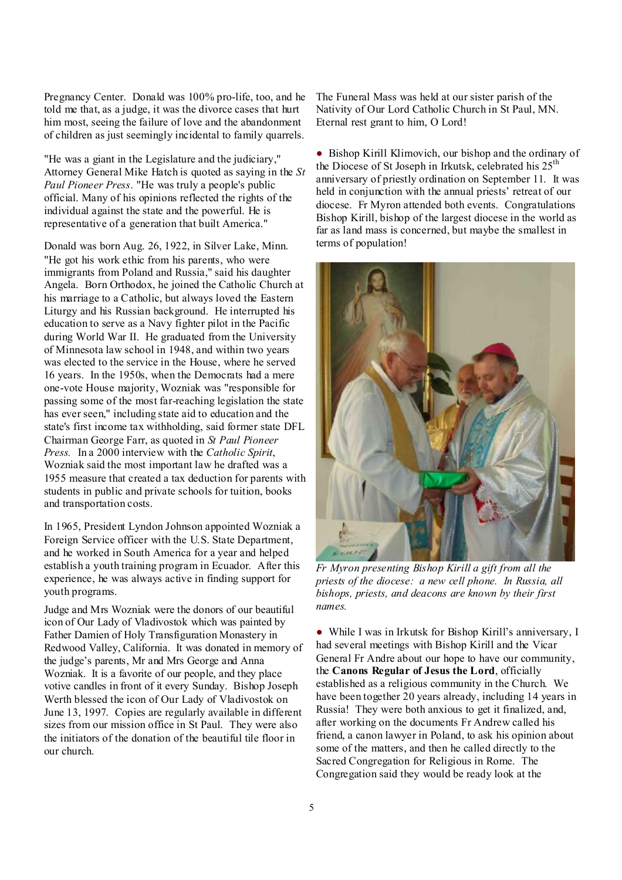Pregnancy Center. Donald was 100% pro-life, too, and he told me that, as a judge, it was the divorce cases that hurt him most, seeing the failure of love and the abandonment of children as just seemingly incidental to family quarrels.

"He was a giant in the Legislature and the judiciary," Attorney General Mike Hatch is quoted as saying in the *St Paul Pioneer Press*. "He was truly a people's public official. Many of his opinions reflected the rights of the individual against the state and the powerful. He is representative of a generation that built America."

Donald was born Aug. 26, 1922, in Silver Lake, Minn. "He got his work ethic from his parents, who were immigrants from Poland and Russia," said his daughter Angela. Born Orthodox, he joined the Catholic Church at his marriage to a Catholic, but always loved the Eastern Liturgy and his Russian background. He interrupted his education to serve as a Navy fighter pilot in the Pacific during World War II. He graduated from the University of Minnesota law school in 1948, and within two years was elected to the service in the House, where he served 16 years. In the 1950s, when the Democrats had a mere one-vote House majority, Wozniak was "responsible for passing some of the most far-reaching legislation the state has ever seen," including state aid to education and the state's first income tax withholding, said former state DFL Chairman George Farr, as quoted in *St Paul Pioneer Press.* In a 2000 interview with the *Catholic Spirit*, Wozniak said the most important law he drafted was a 1955 measure that created a tax deduction for parents with students in public and private schools for tuition, books and transportation costs.

In 1965, President Lyndon Johnson appointed Wozniak a Foreign Service officer with the U.S. State Department, and he worked in South America for a year and helped establish a youth training program in Ecuador. After this experience, he was always active in finding support for youth programs.

Judge and Mrs Wozniak were the donors of our beautiful icon of Our Lady of Vladivostok which was painted by Father Damien of Holy Transfiguration Monastery in Redwood Valley, California. It was donated in memory of the judge's parents, Mr and Mrs George and Anna Wozniak. It is a favorite of our people, and they place votive candles in front of it every Sunday. Bishop Joseph Werth blessed the icon of Our Lady of Vladivostok on June 13, 1997. Copies are regularly available in different sizes from our mission office in St Paul. They were also the initiators of the donation of the beautiful tile floor in our church.

The Funeral Mass was held at our sister parish of the Nativity of Our Lord Catholic Church in St Paul, MN. Eternal rest grant to him, O Lord!

● Bishop Kirill Klimovich, our bishop and the ordinary of the Diocese of St Joseph in Irkutsk, celebrated his 25th anniversary of priestly ordination on September 11. It was held in conjunction with the annual priests' retreat of our diocese. Fr Myron attended both events. Congratulations Bishop Kirill, bishop of the largest diocese in the world as far as land mass is concerned, but maybe the smallest in terms of population!

*Fr Myron presenting Bishop Kirill a gift from all the priests of the diocese: a new cell phone. In Russia, all bishops, priests, and deacons are known by their first names.*

● While I was in Irkutsk for Bishop Kirill's anniversary, I had several meetings with Bishop Kirill and the Vicar General Fr Andre about our hope to have our community, the **Canons Regular of Jesus the Lord**, officially established as a religious community in the Church. We have been together 20 years already, including 14 years in Russia! They were both anxious to get it finalized, and, after working on the documents Fr Andrew called his friend, a canon lawyer in Poland, to ask his opinion about some of the matters, and then he called directly to the Sacred Congregation for Religious in Rome. The Congregation said they would be ready look at the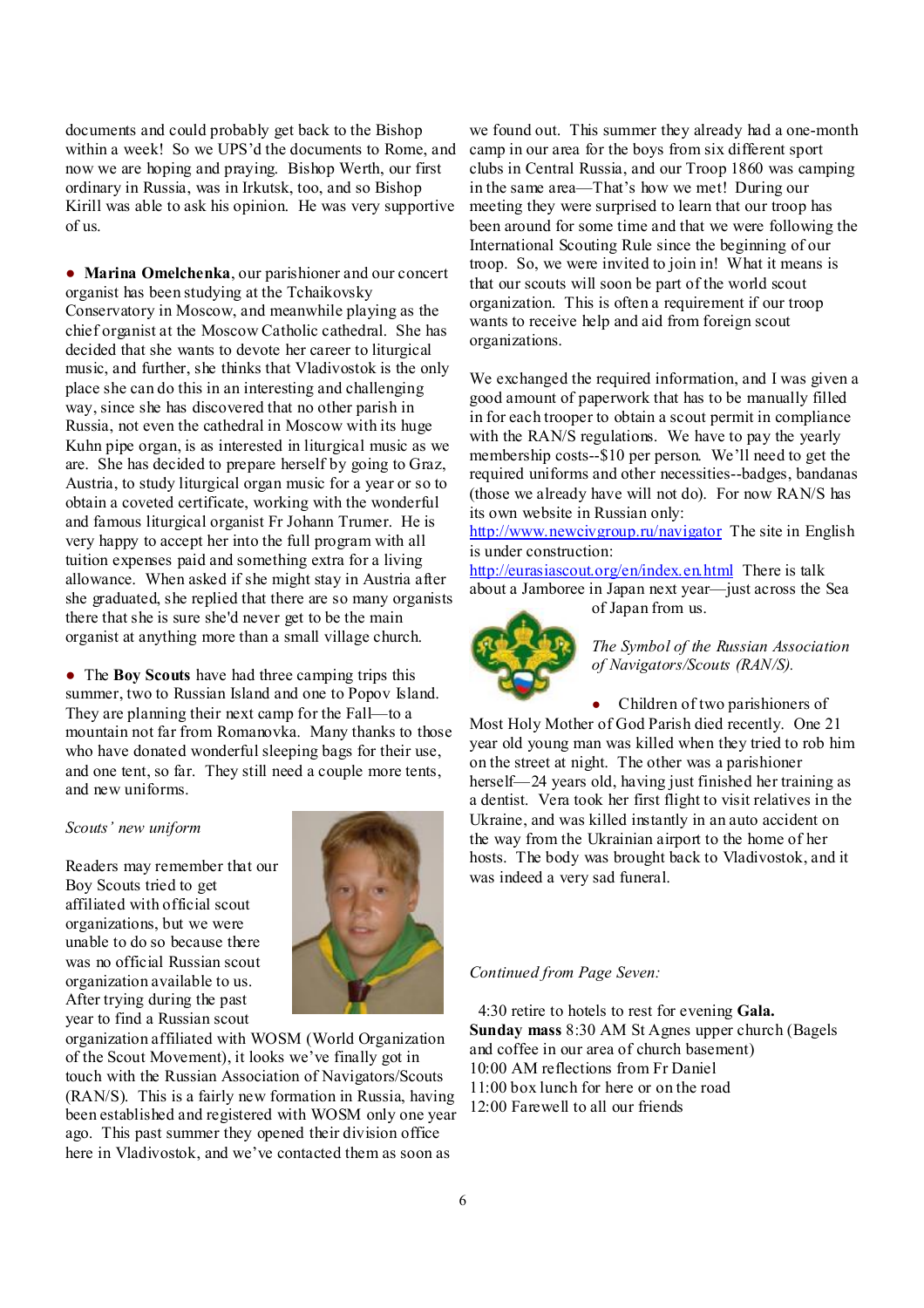documents and could probably get back to the Bishop within a week! So we UPS'd the documents to Rome, and now we are hoping and praying. Bishop Werth, our first ordinary in Russia, was in Irkutsk, too, and so Bishop Kirill was able to ask his opinion. He was very supportive of us.

● **Marina Omelchenka**, our parishioner and our concert organist has been studying at the Tchaikovsky Conservatory in Moscow, and meanwhile playing as the chief organist at the Moscow Catholic cathedral. She has decided that she wants to devote her career to liturgical music, and further, she thinks that Vladivostok is the only place she can do this in an interesting and challenging way, since she has discovered that no other parish in Russia, not even the cathedral in Moscow with its huge Kuhn pipe organ, is as interested in liturgical music as we are. She has decided to prepare herself by going to Graz, Austria, to study liturgical organ music for a year or so to obtain a coveted certificate, working with the wonderful and famous liturgical organist Fr Johann Trumer. He is very happy to accept her into the full program with all tuition expenses paid and something extra for a living allowance. When asked if she might stay in Austria after she graduated, she replied that there are so many organists there that she is sure she'd never get to be the main organist at anything more than a small village church.

● The **Boy Scouts** have had three camping trips this summer, two to Russian Island and one to Popov Island. They are planning their next camp for the Fall—to a mountain not far from Romanovka. Many thanks to those who have donated wonderful sleeping bags for their use, and one tent, so far. They still need a couple more tents, and new uniforms.

*Scouts' new uniform*

Readers may remember that our Boy Scouts tried to get affiliated with official scout organizations, but we were unable to do so because there was no official Russian scout organization available to us. After trying during the past year to find a Russian scout organization affiliated with WOSM (World Organization of the Scout Movement), it looks we've finally got in touch with the Russian Association of Navigators/Scouts (RAN/S). This is a fairly new formation in Russia, having been established and registered with WOSM only one year ago. This past summer they opened their division office here in Vladivostok, and we've contacted them as soon as we found out. This summer they already had a one-month camp in our area for the boys from six different sport clubs in Central Russia, and our Troop 1860 was camping in the same area—That's how we met! During our meeting they were surprised to learn that our troop has been around for some time and that we were following the International Scouting Rule since the beginning of our troop. So, we were invited to join in! What it means is that our scouts will soon be part of the world scout organization. This is often a requirement if our troop wants to receive help and aid from foreign scout organizations.

We exchanged the required information, and I was given a good amount of paperwork that has to be manually filled in for each trooper to obtain a scout permit in compliance with the RAN/S regulations. We have to pay the yearly membership costs--$10 per person. We'll need to get the required uniforms and other necessities--badges, bandanas (those we already have will not do). For now RAN/S has its own website in Russian only: http://www.newcivgroup.ru/navigator The site in English is under construction: http://eurasiascout.org/en/index.en.html There is talk about a Jamboree in Japan next year—just across the Sea of Japan from us.

*The Symbol of the Russian Association of Navigators/Scouts (RAN/S).*

● Children of two parishioners of Most Holy Mother of God Parish died recently. One 21 year old young man was killed when they tried to rob him on the street at night. The other was a parishioner herself—24 years old, having just finished her training as a dentist. Vera took her first flight to visit relatives in the Ukraine, and was killed instantly in an auto accident on the way from the Ukrainian airport to the home of her hosts. The body was brought back to Vladivostok, and it was indeed a very sad funeral.

*Continued from Page Seven:*

4:30 retire to hotels to rest for evening **Gala.**
**Sunday mass** 8:30 AM St Agnes upper church (Bagels and coffee in our area of church basement)
10:00 AM reflections from Fr Daniel
11:00 box lunch for here or on the road
12:00 Farewell to all our friends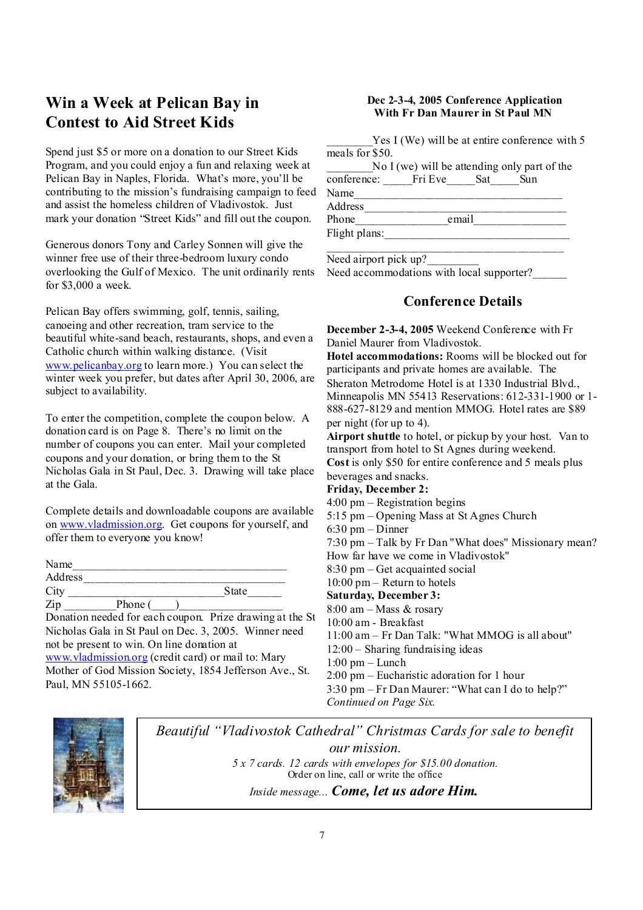## Win a Week at Pelican Bay in Contest to Aid Street Kids

Spend just $5 or more on a donation to our Street Kids Program, and you could enjoy a fun and relaxing week at Pelican Bay in Naples, Florida. What's more, you'll be contributing to the mission's fundraising campaign to feed and assist the homeless children of Vladivostok. Just mark your donation "Street Kids" and fill out the coupon.

Generous donors Tony and Carley Sonnen will give the winner free use of their three-bedroom luxury condo overlooking the Gulf of Mexico. The unit ordinarily rents for $3,000 a week.

Pelican Bay offers swimming, golf, tennis, sailing, canoeing and other recreation, tram service to the beautiful white-sand beach, restaurants, shops, and even a Catholic church within walking distance. (Visit www.pelicanbay.org to learn more.) You can select the winter week you prefer, but dates after April 30, 2006, are subject to availability.

To enter the competition, complete the coupon below. A donation card is on Page 8. There's no limit on the number of coupons you can enter. Mail your completed coupons and your donation, or bring them to the St Nicholas Gala in St Paul, Dec. 3. Drawing will take place at the Gala.

Complete details and downloadable coupons are available on www.vladmission.org. Get coupons for yourself, and offer them to everyone you know!

Name_____________________________________
Address___________________________________
City _________________________State______
Zip ________Phone (____)__________________

Donation needed for each coupon. Prize drawing at the St Nicholas Gala in St Paul on Dec. 3, 2005. Winner need not be present to win. On line donation at www.vladmission.org (credit card) or mail to: Mary Mother of God Mission Society, 1854 Jefferson Ave., St. Paul, MN 55105-1662.

### Dec 2-3-4, 2005 Conference Application With Fr Dan Maurer in St Paul MN

________Yes I (We) will be at entire conference with 5 meals for $50.
________No I (we) will be attending only part of the conference: _____Fri Eve_____Sat_____Sun
Name_____________________________________
Address___________________________________
Phone_______________email_______________
Flight plans:_______________________________
_________________________________________
Need airport pick up?_________
Need accommodations with local supporter?______

## Conference Details

**December 2-3-4, 2005** Weekend Conference with Fr Daniel Maurer from Vladivostok.
**Hotel accommodations:** Rooms will be blocked out for participants and private homes are available. The Sheraton Metrodome Hotel is at 1330 Industrial Blvd., Minneapolis MN 55413 Reservations: 612-331-1900 or 1-888-627-8129 and mention MMOG. Hotel rates are $89 per night (for up to 4).
**Airport shuttle** to hotel, or pickup by your host. Van to transport from hotel to St Agnes during weekend.
**Cost** is only $50 for entire conference and 5 meals plus beverages and snacks.

**Friday, December 2:**
4:00 pm – Registration begins
5:15 pm – Opening Mass at St Agnes Church
6:30 pm – Dinner
7:30 pm – Talk by Fr Dan "What does" Missionary mean? How far have we come in Vladivostok"
8:30 pm – Get acquainted social
10:00 pm – Return to hotels

**Saturday, December 3:**
8:00 am – Mass & rosary
10:00 am - Breakfast
11:00 am – Fr Dan Talk: "What MMOG is all about"
12:00 – Sharing fundraising ideas
1:00 pm – Lunch
2:00 pm – Eucharistic adoration for 1 hour
3:30 pm – Fr Dan Maurer: "What can I do to help?"
*Continued on Page Six.*

*Beautiful "Vladivostok Cathedral" Christmas Cards for sale to benefit our mission.*
*5 x 7 cards. 12 cards with envelopes for $15.00 donation.*
Order on line, call or write the office
*Inside message...* ***Come, let us adore Him.***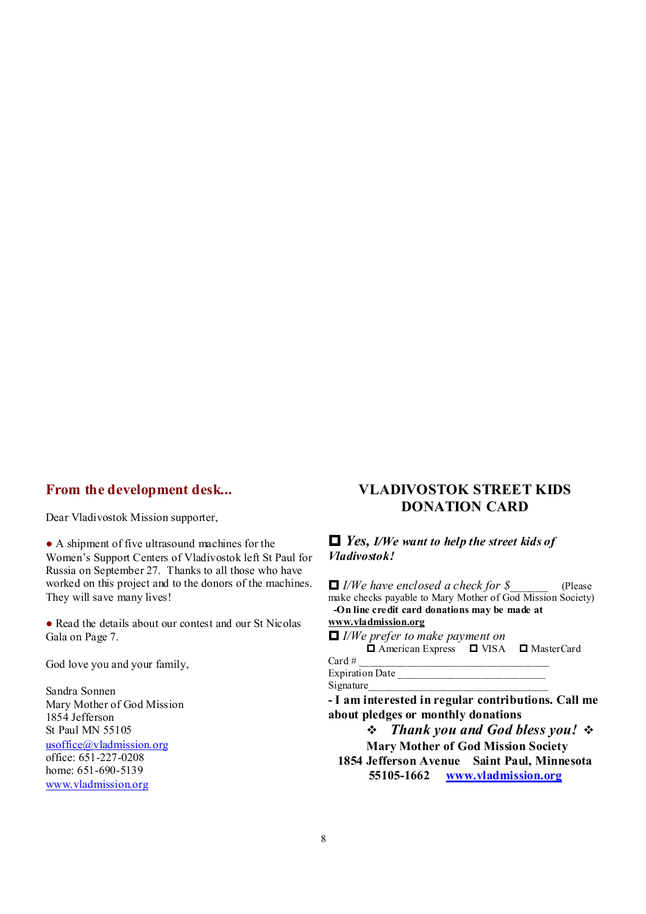## From the development desk...

Dear Vladivostok Mission supporter,

● A shipment of five ultrasound machines for the Women's Support Centers of Vladivostok left St Paul for Russia on September 27. Thanks to all those who have worked on this project and to the donors of the machines. They will save many lives!

● Read the details about our contest and our St Nicolas Gala on Page 7.

God love you and your family,

Sandra Sonnen
Mary Mother of God Mission
1854 Jefferson
St Paul MN 55105
usoffice@vladmission.org
office: 651-227-0208
home: 651-690-5139
www.vladmission.org

## VLADIVOSTOK STREET KIDS DONATION CARD

☐ ***Yes, I/We want to help the street kids of Vladivostok!***

☐ *I/We have enclosed a check for $\_\_\_\_\_\_* (Please make checks payable to Mary Mother of God Mission Society)

**-On line credit card donations may be made at www.vladmission.org**

☐ *I/We prefer to make payment on*

☐ American Express ☐ VISA ☐ MasterCard

Card # \_\_\_\_\_\_\_\_\_\_\_\_\_\_\_\_\_\_\_\_\_\_\_\_\_\_\_\_\_\_\_\_\_\_\_\_

Expiration Date \_\_\_\_\_\_\_\_\_\_\_\_\_\_\_\_\_\_\_\_\_\_\_\_\_\_\_\_

Signature\_\_\_\_\_\_\_\_\_\_\_\_\_\_\_\_\_\_\_\_\_\_\_\_\_\_\_\_\_\_\_\_\_\_\_\_

**- I am interested in regular contributions. Call me about pledges or monthly donations**

❖ ***Thank you and God bless you!*** ❖

**Mary Mother of God Mission Society**
**1854 Jefferson Avenue Saint Paul, Minnesota 55105-1662 www.vladmission.org**